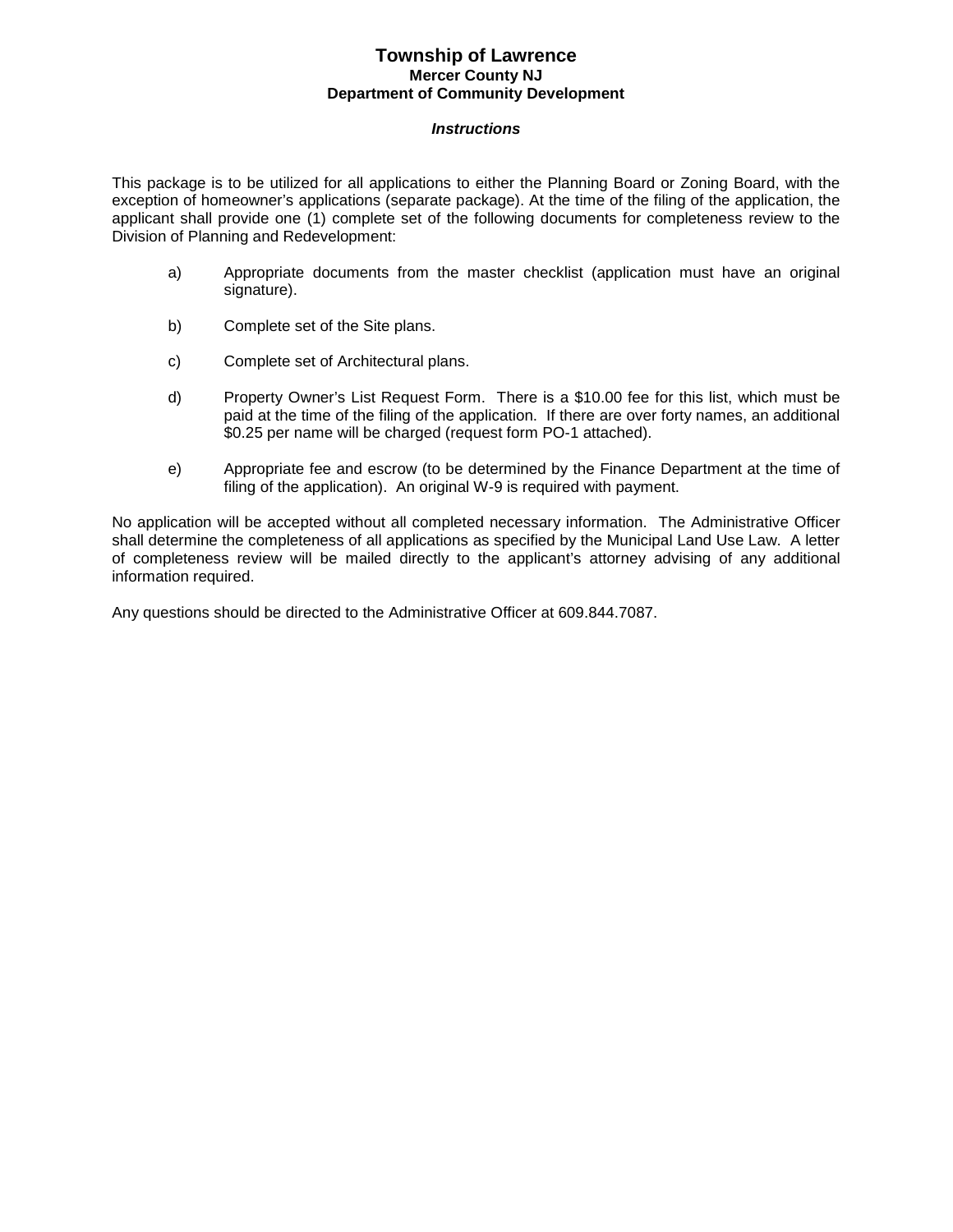# Township of Lawrence

### Mercer County NJ

### Department of Community Development

***Instructions***

This package is to be utilized for all applications to either the Planning Board or Zoning Board, with the exception of homeowner's applications (separate package). At the time of the filing of the application, the applicant shall provide one (1) complete set of the following documents for completeness review to the Division of Planning and Redevelopment:

a) Appropriate documents from the master checklist (application must have an original signature).

b) Complete set of the Site plans.

c) Complete set of Architectural plans.

d) Property Owner's List Request Form. There is a $10.00 fee for this list, which must be paid at the time of the filing of the application. If there are over forty names, an additional $0.25 per name will be charged (request form PO-1 attached).

e) Appropriate fee and escrow (to be determined by the Finance Department at the time of filing of the application). An original W-9 is required with payment.

No application will be accepted without all completed necessary information. The Administrative Officer shall determine the completeness of all applications as specified by the Municipal Land Use Law. A letter of completeness review will be mailed directly to the applicant's attorney advising of any additional information required.

Any questions should be directed to the Administrative Officer at 609.844.7087.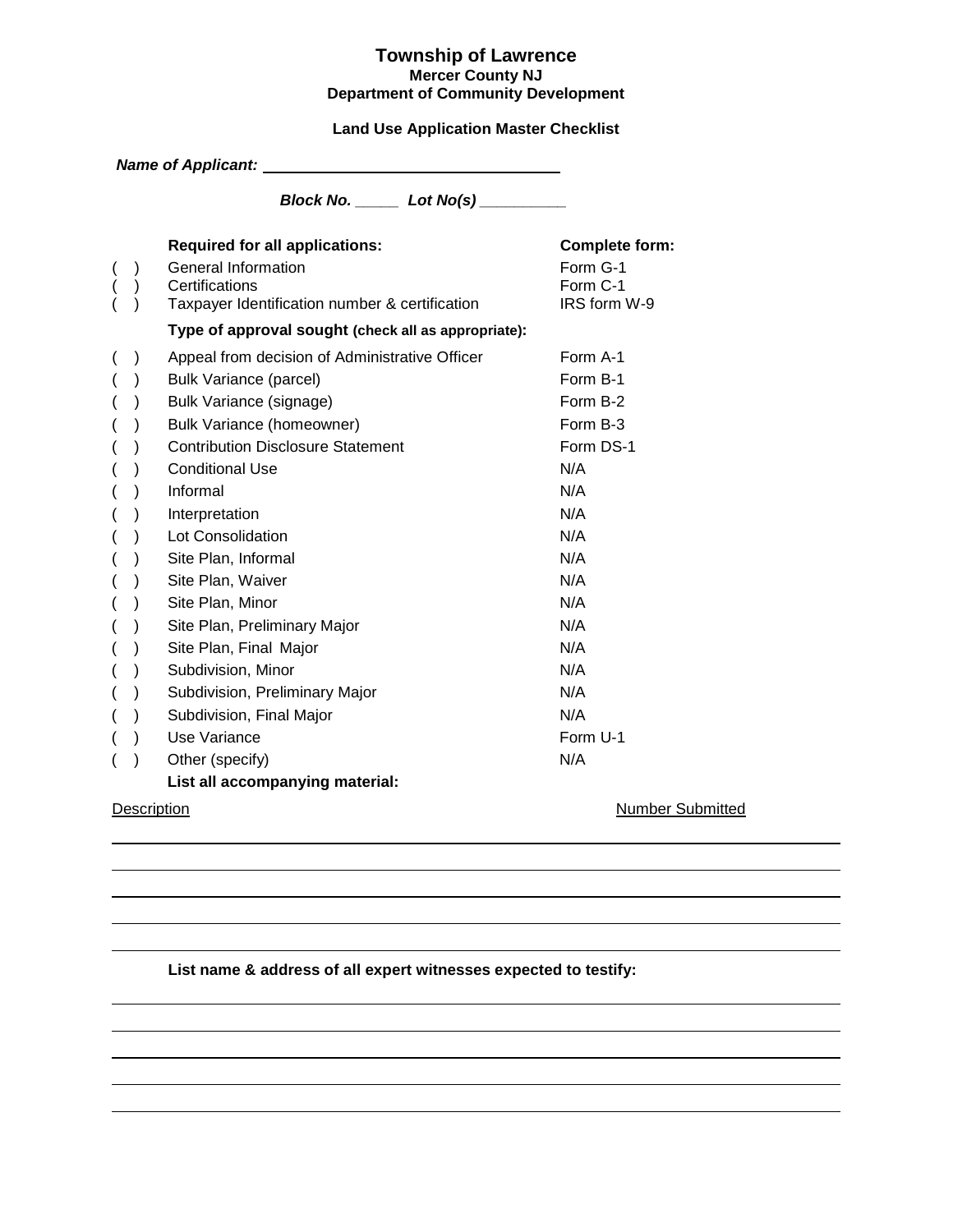# Township of Lawrence

**Mercer County NJ**

**Department of Community Development**

**Land Use Application Master Checklist**

***Name of Applicant:*** ________________________________

***Block No.*** _____ ***Lot No(s)*** __________

| | Required for all applications: | Complete form: |
|---|---|---|
| ( ) | General Information | Form G-1 |
| ( ) | Certifications | Form C-1 |
| ( ) | Taxpayer Identification number & certification | IRS form W-9 |
| | **Type of approval sought (check all as appropriate):** | |
| ( ) | Appeal from decision of Administrative Officer | Form A-1 |
| ( ) | Bulk Variance (parcel) | Form B-1 |
| ( ) | Bulk Variance (signage) | Form B-2 |
| ( ) | Bulk Variance (homeowner) | Form B-3 |
| ( ) | Contribution Disclosure Statement | Form DS-1 |
| ( ) | Conditional Use | N/A |
| ( ) | Informal | N/A |
| ( ) | Interpretation | N/A |
| ( ) | Lot Consolidation | N/A |
| ( ) | Site Plan, Informal | N/A |
| ( ) | Site Plan, Waiver | N/A |
| ( ) | Site Plan, Minor | N/A |
| ( ) | Site Plan, Preliminary Major | N/A |
| ( ) | Site Plan, Final Major | N/A |
| ( ) | Subdivision, Minor | N/A |
| ( ) | Subdivision, Preliminary Major | N/A |
| ( ) | Subdivision, Final Major | N/A |
| ( ) | Use Variance | Form U-1 |
| ( ) | Other (specify) | N/A |

**List all accompanying material:**

| Description | Number Submitted |
|---|---|
| | |
| | |
| | |
| | |
| | |

**List name & address of all expert witnesses expected to testify:**

________________________________________________

________________________________________________

________________________________________________

________________________________________________

________________________________________________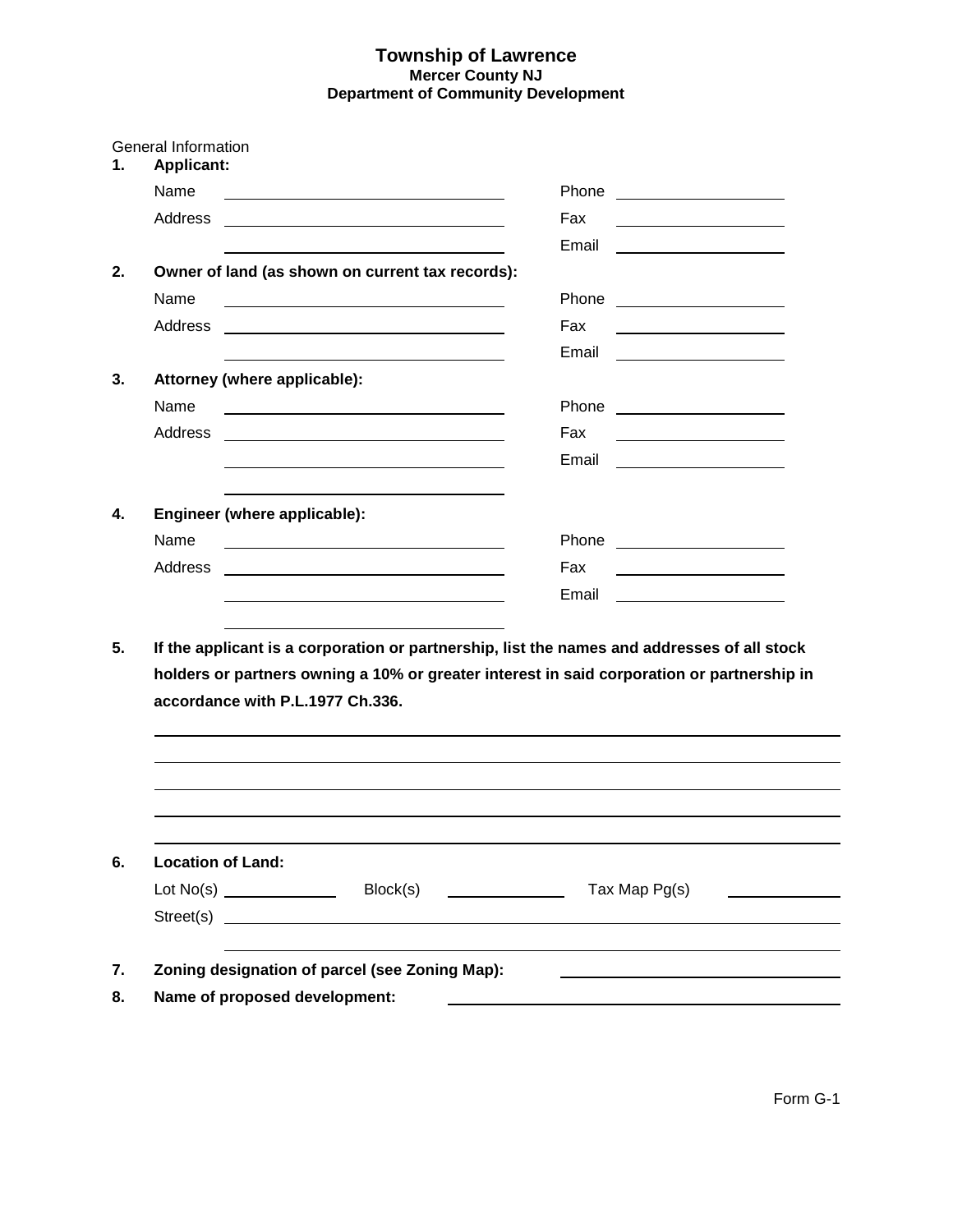# Township of Lawrence
### Mercer County NJ
### Department of Community Development

General Information

**1. Applicant:**

Name ______________________ Phone ______________

Address ______________________ Fax ______________

______________________ Email ______________

**2. Owner of land (as shown on current tax records):**

Name ______________________ Phone ______________

Address ______________________ Fax ______________

______________________ Email ______________

**3. Attorney (where applicable):**

Name ______________________ Phone ______________

Address ______________________ Fax ______________

______________________ Email ______________

______________________

**4. Engineer (where applicable):**

Name ______________________ Phone ______________

Address ______________________ Fax ______________

______________________ Email ______________

______________________

**5. If the applicant is a corporation or partnership, list the names and addresses of all stock holders or partners owning a 10% or greater interest in said corporation or partnership in accordance with P.L.1977 Ch.336.**

______________________________________________

______________________________________________

______________________________________________

______________________________________________

______________________________________________

**6. Location of Land:**

Lot No(s) __________ Block(s) __________ Tax Map Pg(s) __________

Street(s) ______________________________________

______________________________________

**7. Zoning designation of parcel (see Zoning Map):** ______________________

**8. Name of proposed development:** ______________________

Form G-1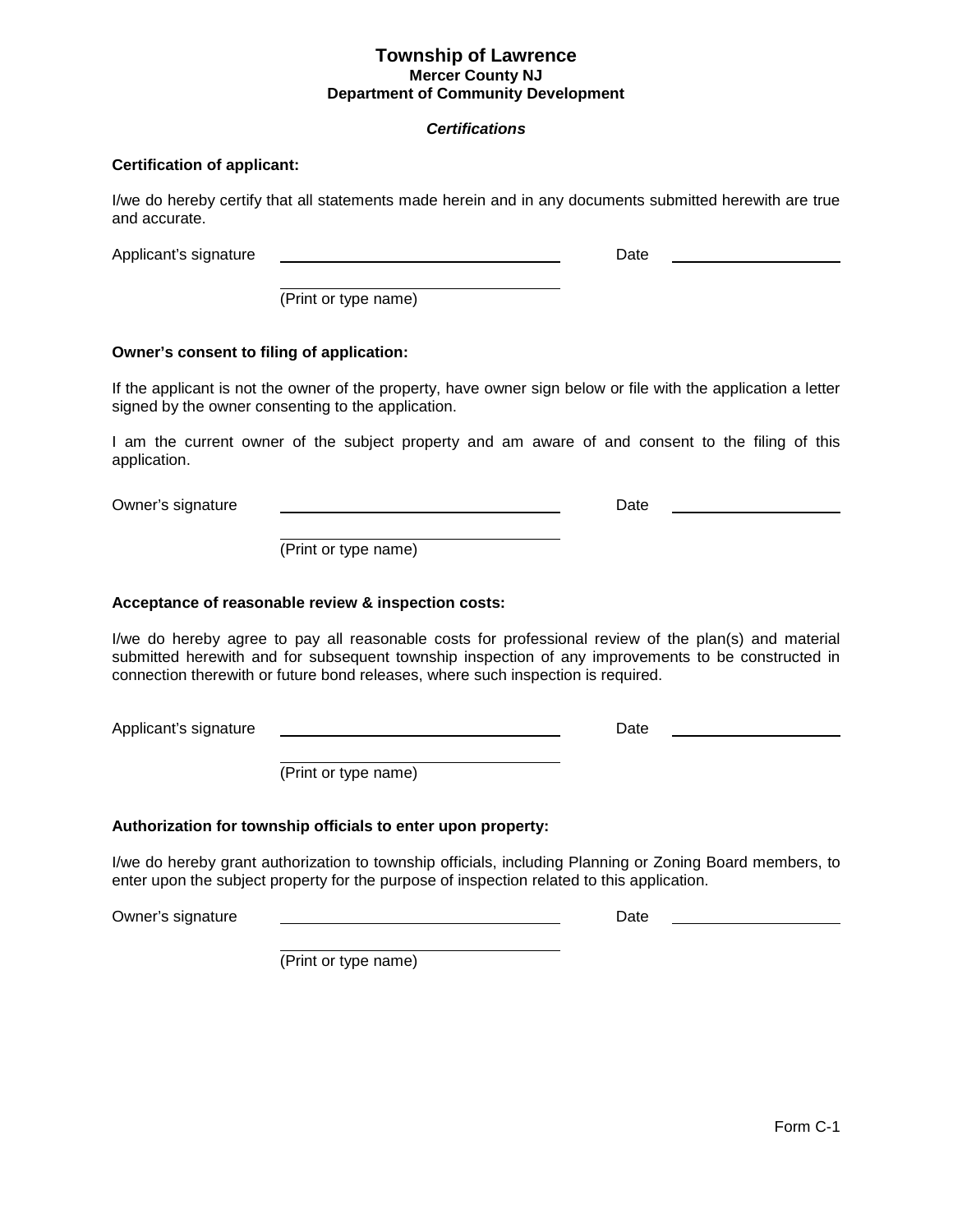# Township of Lawrence
### Mercer County NJ
### Department of Community Development

***Certifications***

**Certification of applicant:**

I/we do hereby certify that all statements made herein and in any documents submitted herewith are true and accurate.

Applicant's signature \_\_\_\_\_\_\_\_\_\_\_\_\_\_\_\_\_\_\_\_\_\_\_\_\_\_\_\_\_\_ Date \_\_\_\_\_\_\_\_\_\_\_\_\_\_\_\_\_\_

\_\_\_\_\_\_\_\_\_\_\_\_\_\_\_\_\_\_\_\_\_\_\_\_\_\_\_\_\_\_
(Print or type name)

**Owner's consent to filing of application:**

If the applicant is not the owner of the property, have owner sign below or file with the application a letter signed by the owner consenting to the application.

I am the current owner of the subject property and am aware of and consent to the filing of this application.

Owner's signature \_\_\_\_\_\_\_\_\_\_\_\_\_\_\_\_\_\_\_\_\_\_\_\_\_\_\_\_\_\_ Date \_\_\_\_\_\_\_\_\_\_\_\_\_\_\_\_\_\_

\_\_\_\_\_\_\_\_\_\_\_\_\_\_\_\_\_\_\_\_\_\_\_\_\_\_\_\_\_\_
(Print or type name)

**Acceptance of reasonable review & inspection costs:**

I/we do hereby agree to pay all reasonable costs for professional review of the plan(s) and material submitted herewith and for subsequent township inspection of any improvements to be constructed in connection therewith or future bond releases, where such inspection is required.

Applicant's signature \_\_\_\_\_\_\_\_\_\_\_\_\_\_\_\_\_\_\_\_\_\_\_\_\_\_\_\_\_\_ Date \_\_\_\_\_\_\_\_\_\_\_\_\_\_\_\_\_\_

\_\_\_\_\_\_\_\_\_\_\_\_\_\_\_\_\_\_\_\_\_\_\_\_\_\_\_\_\_\_
(Print or type name)

**Authorization for township officials to enter upon property:**

I/we do hereby grant authorization to township officials, including Planning or Zoning Board members, to enter upon the subject property for the purpose of inspection related to this application.

Owner's signature \_\_\_\_\_\_\_\_\_\_\_\_\_\_\_\_\_\_\_\_\_\_\_\_\_\_\_\_\_\_ Date \_\_\_\_\_\_\_\_\_\_\_\_\_\_\_\_\_\_

\_\_\_\_\_\_\_\_\_\_\_\_\_\_\_\_\_\_\_\_\_\_\_\_\_\_\_\_\_\_
(Print or type name)

Form C-1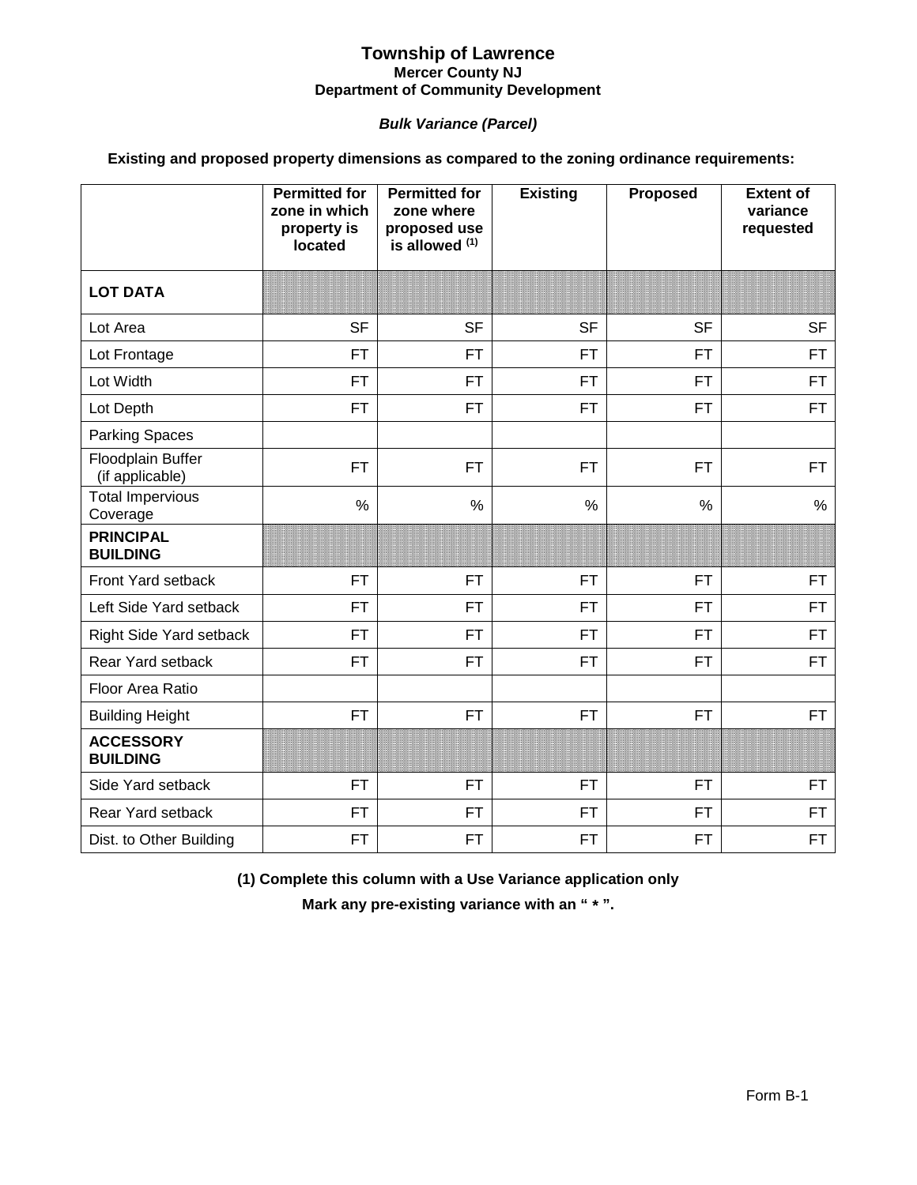# Township of Lawrence

**Mercer County NJ**

**Department of Community Development**

***Bulk Variance (Parcel)***

**Existing and proposed property dimensions as compared to the zoning ordinance requirements:**

| | Permitted for zone in which property is located | Permitted for zone where proposed use is allowed [1] | Existing | Proposed | Extent of variance requested |
|---|---|---|---|---|---|
| **LOT DATA** | | | | | |
| Lot Area | SF | SF | SF | SF | SF |
| Lot Frontage | FT | FT | FT | FT | FT |
| Lot Width | FT | FT | FT | FT | FT |
| Lot Depth | FT | FT | FT | FT | FT |
| Parking Spaces | | | | | |
| Floodplain Buffer (if applicable) | FT | FT | FT | FT | FT |
| Total Impervious Coverage | % | % | % | % | % |
| **PRINCIPAL BUILDING** | | | | | |
| Front Yard setback | FT | FT | FT | FT | FT |
| Left Side Yard setback | FT | FT | FT | FT | FT |
| Right Side Yard setback | FT | FT | FT | FT | FT |
| Rear Yard setback | FT | FT | FT | FT | FT |
| Floor Area Ratio | | | | | |
| Building Height | FT | FT | FT | FT | FT |
| **ACCESSORY BUILDING** | | | | | |
| Side Yard setback | FT | FT | FT | FT | FT |
| Rear Yard setback | FT | FT | FT | FT | FT |
| Dist. to Other Building | FT | FT | FT | FT | FT |

**(1) Complete this column with a Use Variance application only**

**Mark any pre-existing variance with an " * ".**

Form B-1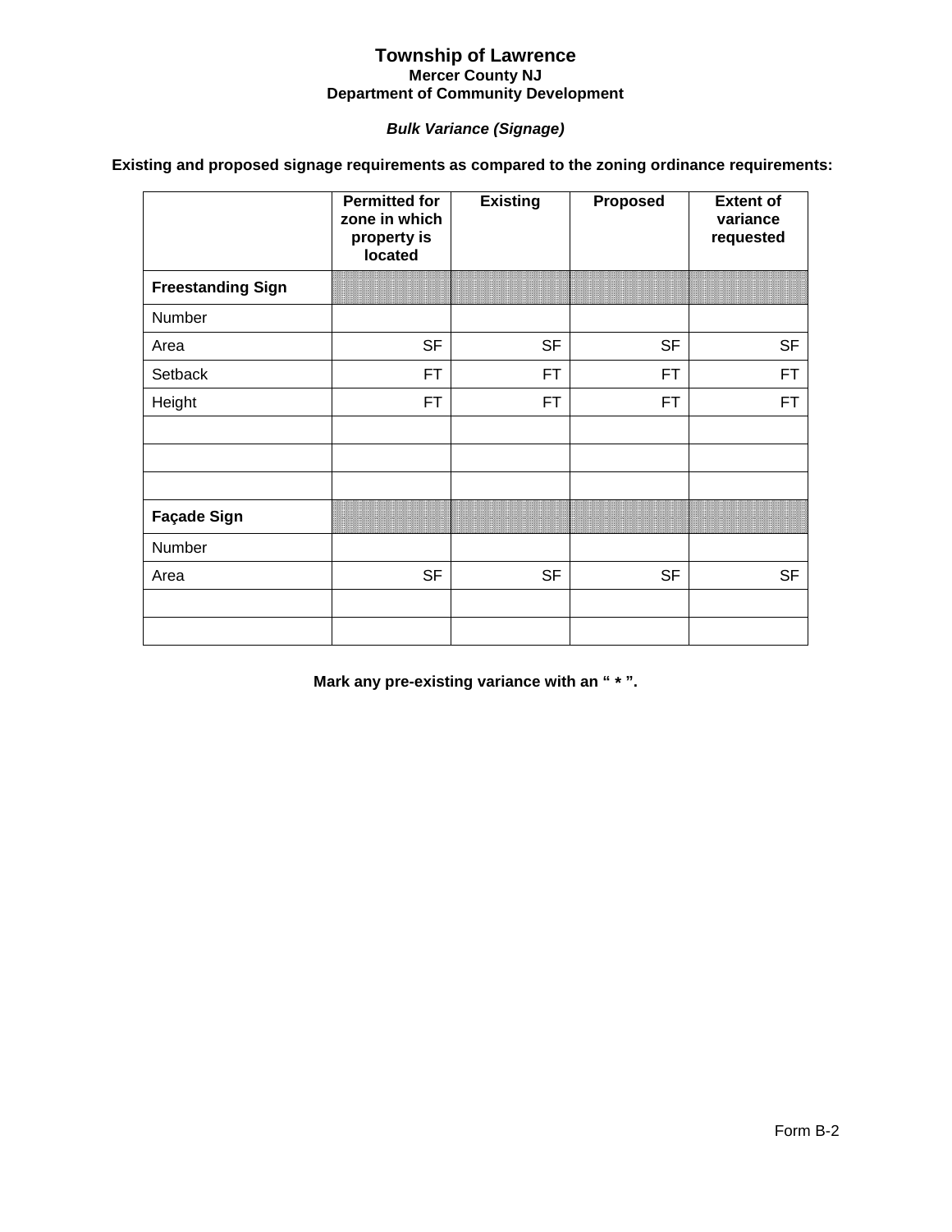# Township of Lawrence

**Mercer County NJ**

**Department of Community Development**

***Bulk Variance (Signage)***

**Existing and proposed signage requirements as compared to the zoning ordinance requirements:**

| | Permitted for zone in which property is located | Existing | Proposed | Extent of variance requested |
|---|---|---|---|---|
| **Freestanding Sign** | | | | |
| Number | | | | |
| Area | SF | SF | SF | SF |
| Setback | FT | FT | FT | FT |
| Height | FT | FT | FT | FT |
| | | | | |
| | | | | |
| | | | | |
| **Façade Sign** | | | | |
| Number | | | | |
| Area | SF | SF | SF | SF |
| | | | | |
| | | | | |

**Mark any pre-existing variance with an " * ".**

Form B-2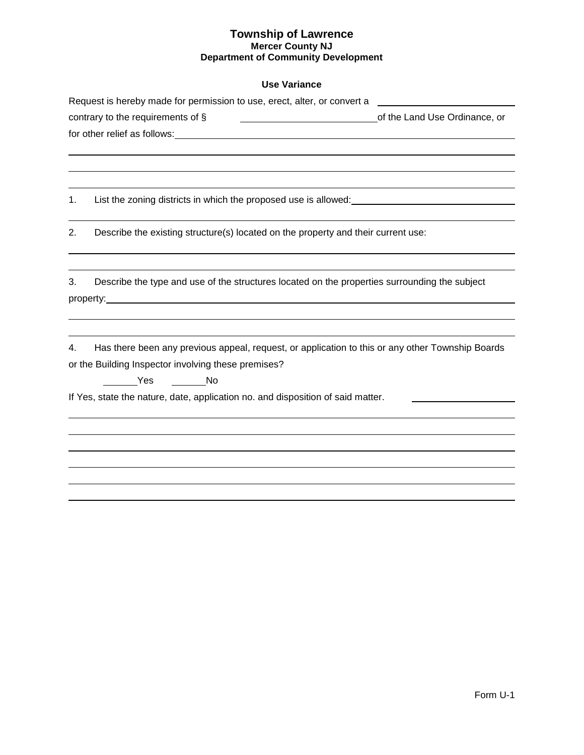# Township of Lawrence
### Mercer County NJ
### Department of Community Development

**Use Variance**

Request is hereby made for permission to use, erect, alter, or convert a ______________________
contrary to the requirements of § ______________________ of the Land Use Ordinance, or
for other relief as follows: ____________________________________________

______________________________________________________________________

______________________________________________________________________

______________________________________________________________________

1. List the zoning districts in which the proposed use is allowed: ______________________

______________________________________________________________________

2. Describe the existing structure(s) located on the property and their current use:

______________________________________________________________________

______________________________________________________________________

3. Describe the type and use of the structures located on the properties surrounding the subject property: ______________________________________________________________

______________________________________________________________________

______________________________________________________________________

4. Has there been any previous appeal, request, or application to this or any other Township Boards or the Building Inspector involving these premises?

______ Yes ______ No

If Yes, state the nature, date, application no. and disposition of said matter. ______________

______________________________________________________________________

______________________________________________________________________

______________________________________________________________________

______________________________________________________________________

______________________________________________________________________

______________________________________________________________________

Form U-1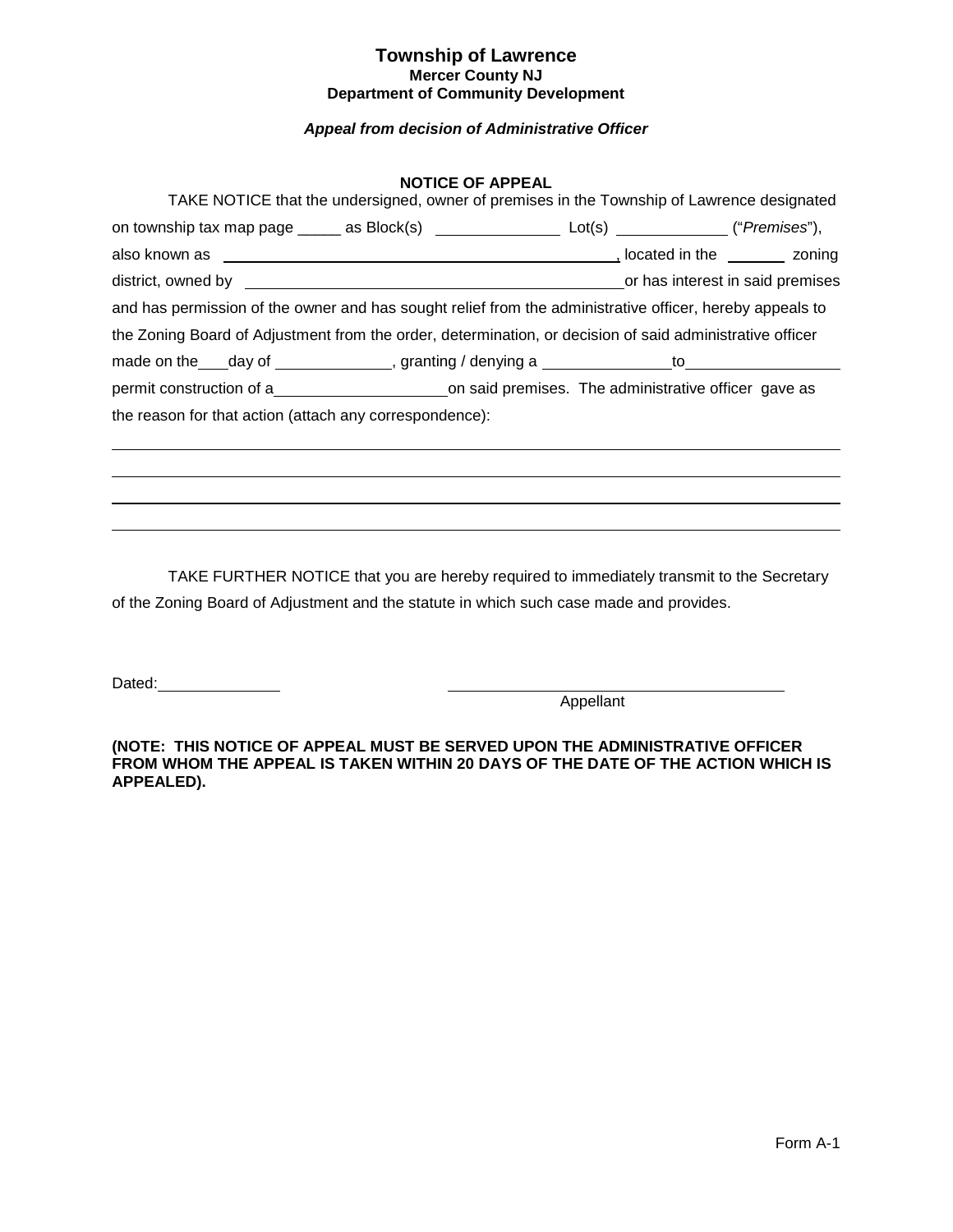# Township of Lawrence

**Mercer County NJ**

**Department of Community Development**

***Appeal from decision of Administrative Officer***

## NOTICE OF APPEAL

TAKE NOTICE that the undersigned, owner of premises in the Township of Lawrence designated on township tax map page _____ as Block(s) ______________ Lot(s) ____________ ("*Premises*"), also known as ______________________________________________, located in the _______ zoning district, owned by ___________________________________________ or has interest in said premises and has permission of the owner and has sought relief from the administrative officer, hereby appeals to the Zoning Board of Adjustment from the order, determination, or decision of said administrative officer made on the___day of _____________, granting / denying a ______________ to _________________ permit construction of a ____________________ on said premises. The administrative officer gave as the reason for that action (attach any correspondence):

______________________________________________________________________________

______________________________________________________________________________

______________________________________________________________________________

______________________________________________________________________________

TAKE FURTHER NOTICE that you are hereby required to immediately transmit to the Secretary of the Zoning Board of Adjustment and the statute in which such case made and provides.

Dated: ______________

_______________________________________
Appellant

**(NOTE: THIS NOTICE OF APPEAL MUST BE SERVED UPON THE ADMINISTRATIVE OFFICER FROM WHOM THE APPEAL IS TAKEN WITHIN 20 DAYS OF THE DATE OF THE ACTION WHICH IS APPEALED).**

Form A-1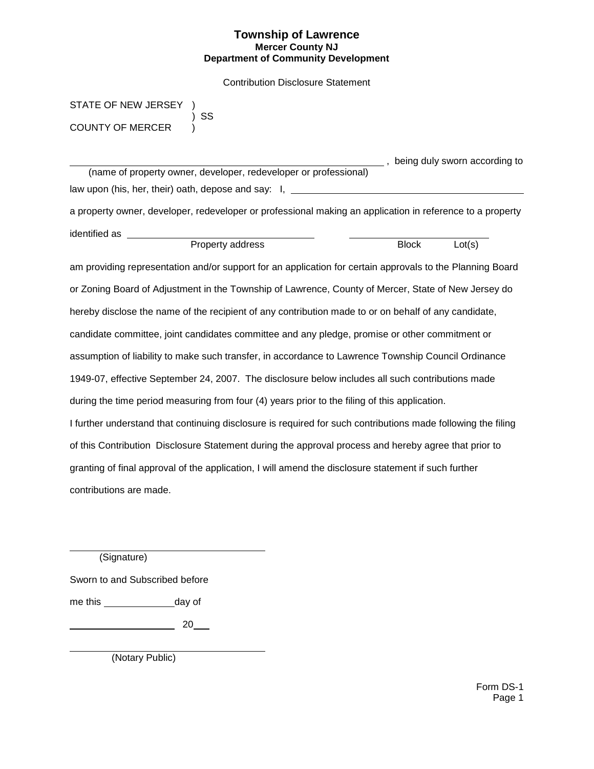# Township of Lawrence

**Mercer County NJ**

**Department of Community Development**

Contribution Disclosure Statement

STATE OF NEW JERSEY )
) SS
COUNTY OF MERCER )

\_\_\_\_\_\_\_\_\_\_\_\_\_\_\_\_\_\_\_\_\_\_\_\_\_\_\_\_\_\_\_\_\_\_\_\_\_\_\_\_\_\_\_\_\_\_\_\_\_\_\_\_ , being duly sworn according to
(name of property owner, developer, redeveloper or professional)

law upon (his, her, their) oath, depose and say: I, \_\_\_\_\_\_\_\_\_\_\_\_\_\_\_\_\_\_\_\_\_\_\_\_\_\_\_\_\_\_\_\_\_\_\_\_\_\_\_\_

a property owner, developer, redeveloper or professional making an application in reference to a property

identified as \_\_\_\_\_\_\_\_\_\_\_\_\_\_\_\_\_\_\_\_\_\_\_\_\_\_\_\_\_\_ \_\_\_\_\_\_\_\_\_\_\_\_\_\_\_\_\_\_\_\_\_\_\_\_
Property address Block Lot(s)

am providing representation and/or support for an application for certain approvals to the Planning Board or Zoning Board of Adjustment in the Township of Lawrence, County of Mercer, State of New Jersey do hereby disclose the name of the recipient of any contribution made to or on behalf of any candidate, candidate committee, joint candidates committee and any pledge, promise or other commitment or assumption of liability to make such transfer, in accordance to Lawrence Township Council Ordinance 1949-07, effective September 24, 2007. The disclosure below includes all such contributions made during the time period measuring from four (4) years prior to the filing of this application.

I further understand that continuing disclosure is required for such contributions made following the filing of this Contribution Disclosure Statement during the approval process and hereby agree that prior to granting of final approval of the application, I will amend the disclosure statement if such further contributions are made.

\_\_\_\_\_\_\_\_\_\_\_\_\_\_\_\_\_\_\_\_\_\_\_\_\_\_\_\_\_\_\_\_\_\_
(Signature)

Sworn to and Subscribed before

me this \_\_\_\_\_\_\_\_\_\_day of

\_\_\_\_\_\_\_\_\_\_\_\_\_\_\_\_\_\_ 20\_\_\_

\_\_\_\_\_\_\_\_\_\_\_\_\_\_\_\_\_\_\_\_\_\_\_\_\_\_\_\_\_\_\_\_\_\_
(Notary Public)

Form DS-1
Page 1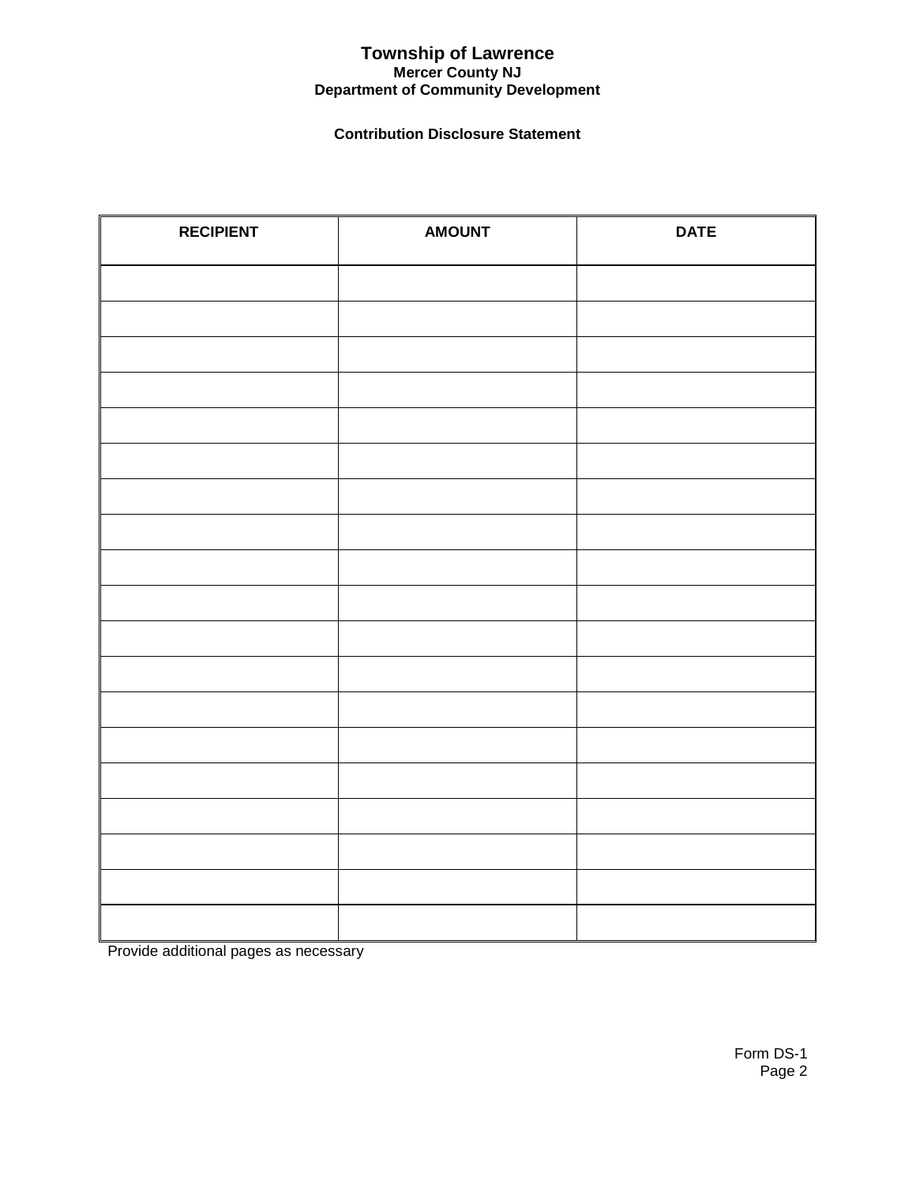# Township of Lawrence

### Mercer County NJ

### Department of Community Development

**Contribution Disclosure Statement**

| RECIPIENT | AMOUNT | DATE |
|---|---|---|
| | | |
| | | |
| | | |
| | | |
| | | |
| | | |
| | | |
| | | |
| | | |
| | | |
| | | |
| | | |
| | | |
| | | |
| | | |
| | | |
| | | |
| | | |
| | | |

Provide additional pages as necessary

Form DS-1
Page 2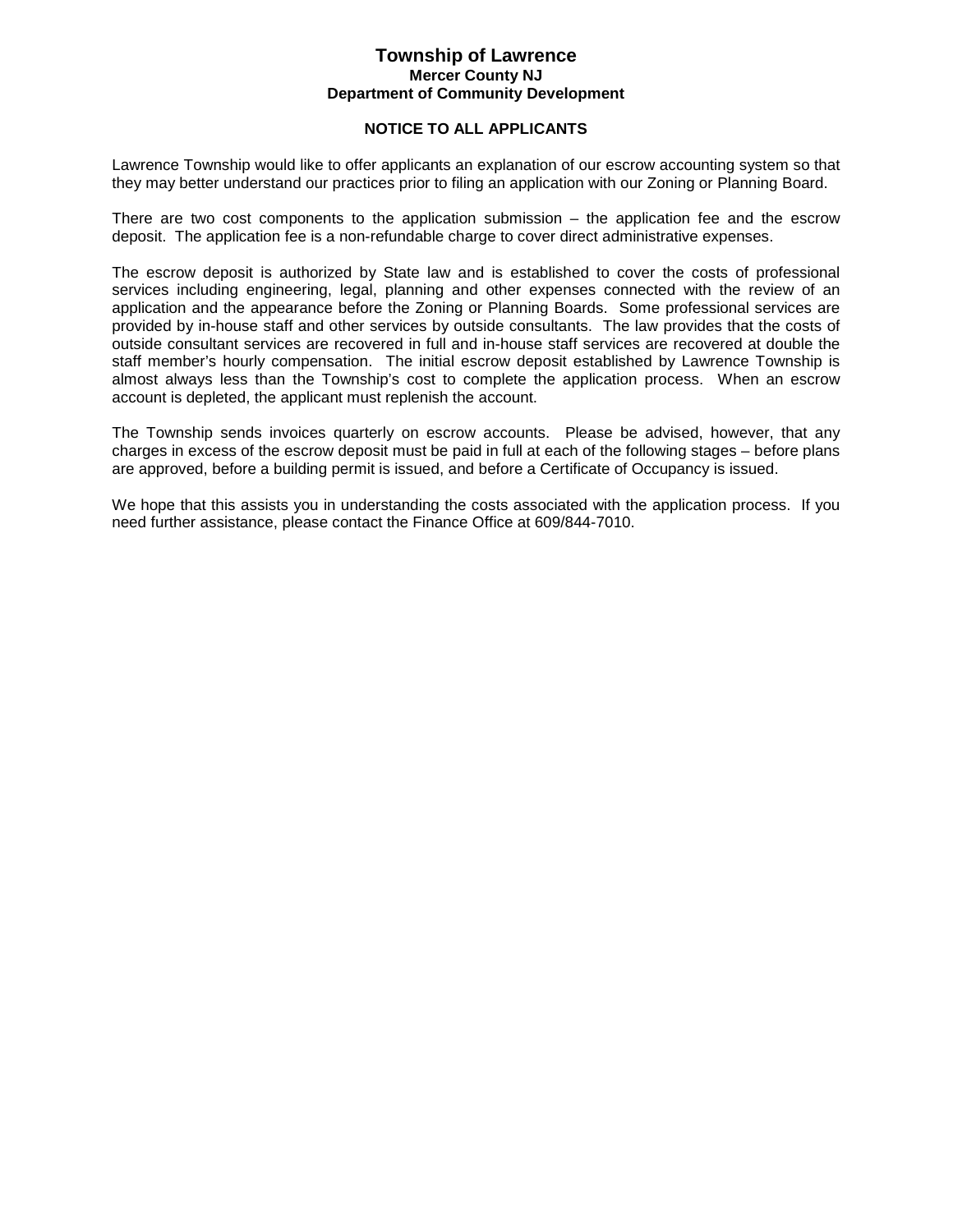# Township of Lawrence

### Mercer County NJ

### Department of Community Development

## NOTICE TO ALL APPLICANTS

Lawrence Township would like to offer applicants an explanation of our escrow accounting system so that they may better understand our practices prior to filing an application with our Zoning or Planning Board.

There are two cost components to the application submission – the application fee and the escrow deposit. The application fee is a non-refundable charge to cover direct administrative expenses.

The escrow deposit is authorized by State law and is established to cover the costs of professional services including engineering, legal, planning and other expenses connected with the review of an application and the appearance before the Zoning or Planning Boards. Some professional services are provided by in-house staff and other services by outside consultants. The law provides that the costs of outside consultant services are recovered in full and in-house staff services are recovered at double the staff member's hourly compensation. The initial escrow deposit established by Lawrence Township is almost always less than the Township's cost to complete the application process. When an escrow account is depleted, the applicant must replenish the account.

The Township sends invoices quarterly on escrow accounts. Please be advised, however, that any charges in excess of the escrow deposit must be paid in full at each of the following stages – before plans are approved, before a building permit is issued, and before a Certificate of Occupancy is issued.

We hope that this assists you in understanding the costs associated with the application process. If you need further assistance, please contact the Finance Office at 609/844-7010.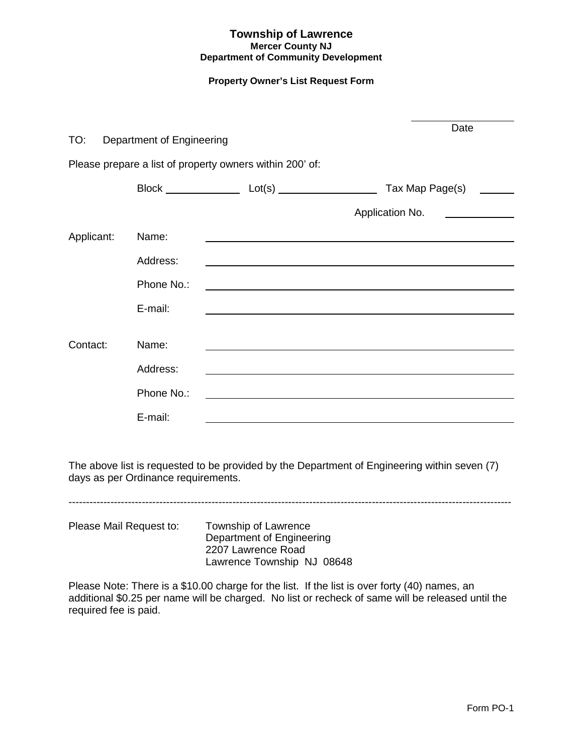# Township of Lawrence

**Mercer County NJ**

**Department of Community Development**

**Property Owner's List Request Form**

\_\_\_\_\_\_\_\_\_\_\_\_\_\_\_\_\_\_
Date

TO: Department of Engineering

Please prepare a list of property owners within 200' of:

Block \_\_\_\_\_\_\_\_\_\_\_\_ Lot(s) \_\_\_\_\_\_\_\_\_\_\_\_\_\_\_\_ Tax Map Page(s) \_\_\_\_\_\_

Application No. \_\_\_\_\_\_\_\_\_\_\_\_

Applicant:
- Name: \_\_\_\_\_\_\_\_\_\_\_\_\_\_\_\_\_\_\_\_\_\_\_\_\_\_\_\_\_\_\_\_\_\_\_\_\_\_\_\_\_\_\_\_
- Address: \_\_\_\_\_\_\_\_\_\_\_\_\_\_\_\_\_\_\_\_\_\_\_\_\_\_\_\_\_\_\_\_\_\_\_\_\_\_\_\_\_\_\_\_
- Phone No.: \_\_\_\_\_\_\_\_\_\_\_\_\_\_\_\_\_\_\_\_\_\_\_\_\_\_\_\_\_\_\_\_\_\_\_\_\_\_\_\_\_\_\_\_
- E-mail: \_\_\_\_\_\_\_\_\_\_\_\_\_\_\_\_\_\_\_\_\_\_\_\_\_\_\_\_\_\_\_\_\_\_\_\_\_\_\_\_\_\_\_\_

Contact:
- Name: \_\_\_\_\_\_\_\_\_\_\_\_\_\_\_\_\_\_\_\_\_\_\_\_\_\_\_\_\_\_\_\_\_\_\_\_\_\_\_\_\_\_\_\_
- Address: \_\_\_\_\_\_\_\_\_\_\_\_\_\_\_\_\_\_\_\_\_\_\_\_\_\_\_\_\_\_\_\_\_\_\_\_\_\_\_\_\_\_\_\_
- Phone No.: \_\_\_\_\_\_\_\_\_\_\_\_\_\_\_\_\_\_\_\_\_\_\_\_\_\_\_\_\_\_\_\_\_\_\_\_\_\_\_\_\_\_\_\_
- E-mail: \_\_\_\_\_\_\_\_\_\_\_\_\_\_\_\_\_\_\_\_\_\_\_\_\_\_\_\_\_\_\_\_\_\_\_\_\_\_\_\_\_\_\_\_

The above list is requested to be provided by the Department of Engineering within seven (7) days as per Ordinance requirements.

---

Please Mail Request to:

Township of Lawrence
Department of Engineering
2207 Lawrence Road
Lawrence Township NJ 08648

Please Note: There is a $10.00 charge for the list. If the list is over forty (40) names, an additional $0.25 per name will be charged. No list or recheck of same will be released until the required fee is paid.

Form PO-1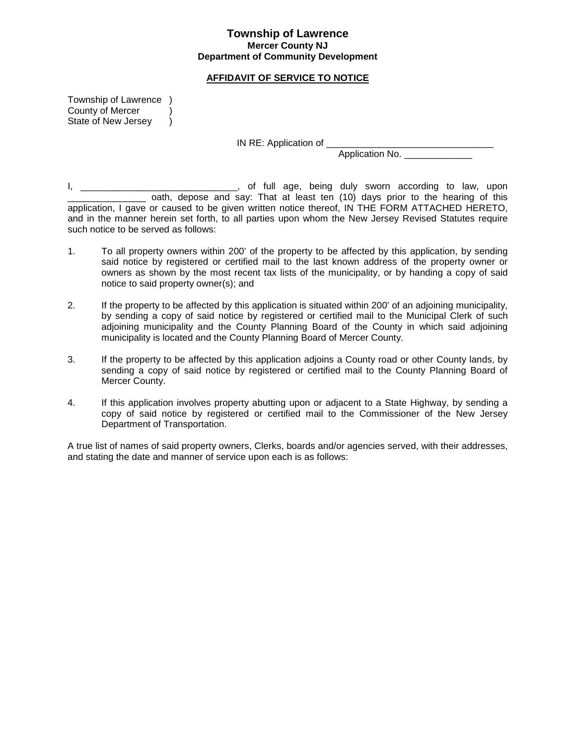# Township of Lawrence
**Mercer County NJ**
**Department of Community Development**

**AFFIDAVIT OF SERVICE TO NOTICE**

Township of Lawrence )
County of Mercer )
State of New Jersey )

IN RE: Application of ________________________________
Application No. _____________

I, ______________________________, of full age, being duly sworn according to law, upon _______________ oath, depose and say: That at least ten (10) days prior to the hearing of this application, I gave or caused to be given written notice thereof, IN THE FORM ATTACHED HERETO, and in the manner herein set forth, to all parties upon whom the New Jersey Revised Statutes require such notice to be served as follows:

1. To all property owners within 200' of the property to be affected by this application, by sending said notice by registered or certified mail to the last known address of the property owner or owners as shown by the most recent tax lists of the municipality, or by handing a copy of said notice to said property owner(s); and

2. If the property to be affected by this application is situated within 200' of an adjoining municipality, by sending a copy of said notice by registered or certified mail to the Municipal Clerk of such adjoining municipality and the County Planning Board of the County in which said adjoining municipality is located and the County Planning Board of Mercer County.

3. If the property to be affected by this application adjoins a County road or other County lands, by sending a copy of said notice by registered or certified mail to the County Planning Board of Mercer County.

4. If this application involves property abutting upon or adjacent to a State Highway, by sending a copy of said notice by registered or certified mail to the Commissioner of the New Jersey Department of Transportation.

A true list of names of said property owners, Clerks, boards and/or agencies served, with their addresses, and stating the date and manner of service upon each is as follows: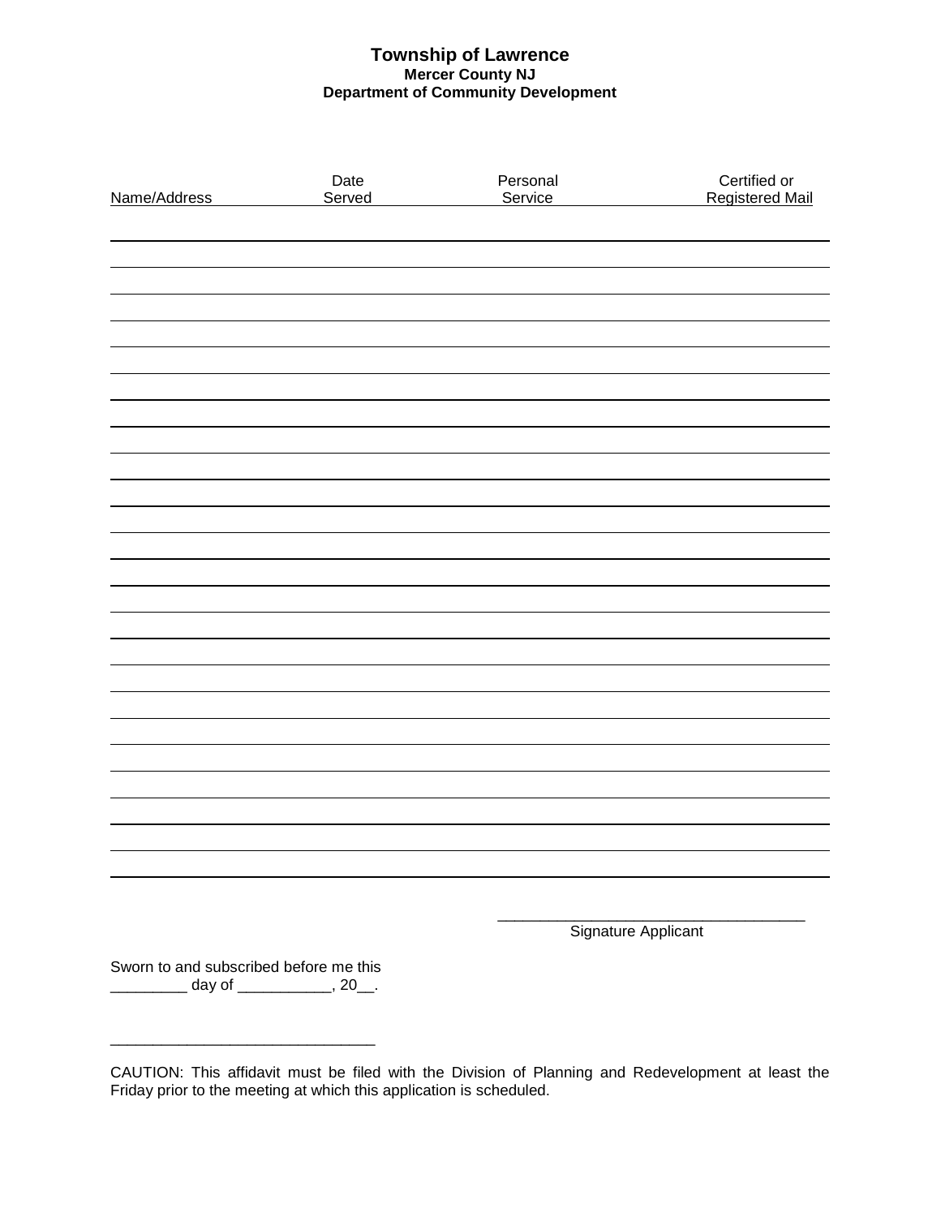**Township of Lawrence**
**Mercer County NJ**
**Department of Community Development**

| Name/Address | Date Served | Personal Service | Certified or Registered Mail |
|---|---|---|---|
| | | | |
| | | | |
| | | | |
| | | | |
| | | | |
| | | | |
| | | | |
| | | | |
| | | | |
| | | | |
| | | | |
| | | | |
| | | | |
| | | | |
| | | | |
| | | | |
| | | | |
| | | | |
| | | | |
| | | | |
| | | | |
| | | | |
| | | | |
| | | | |
| | | | |

___________________________________
Signature Applicant

Sworn to and subscribed before me this
_________ day of ___________, 20__.

______________________________

CAUTION: This affidavit must be filed with the Division of Planning and Redevelopment at least the Friday prior to the meeting at which this application is scheduled.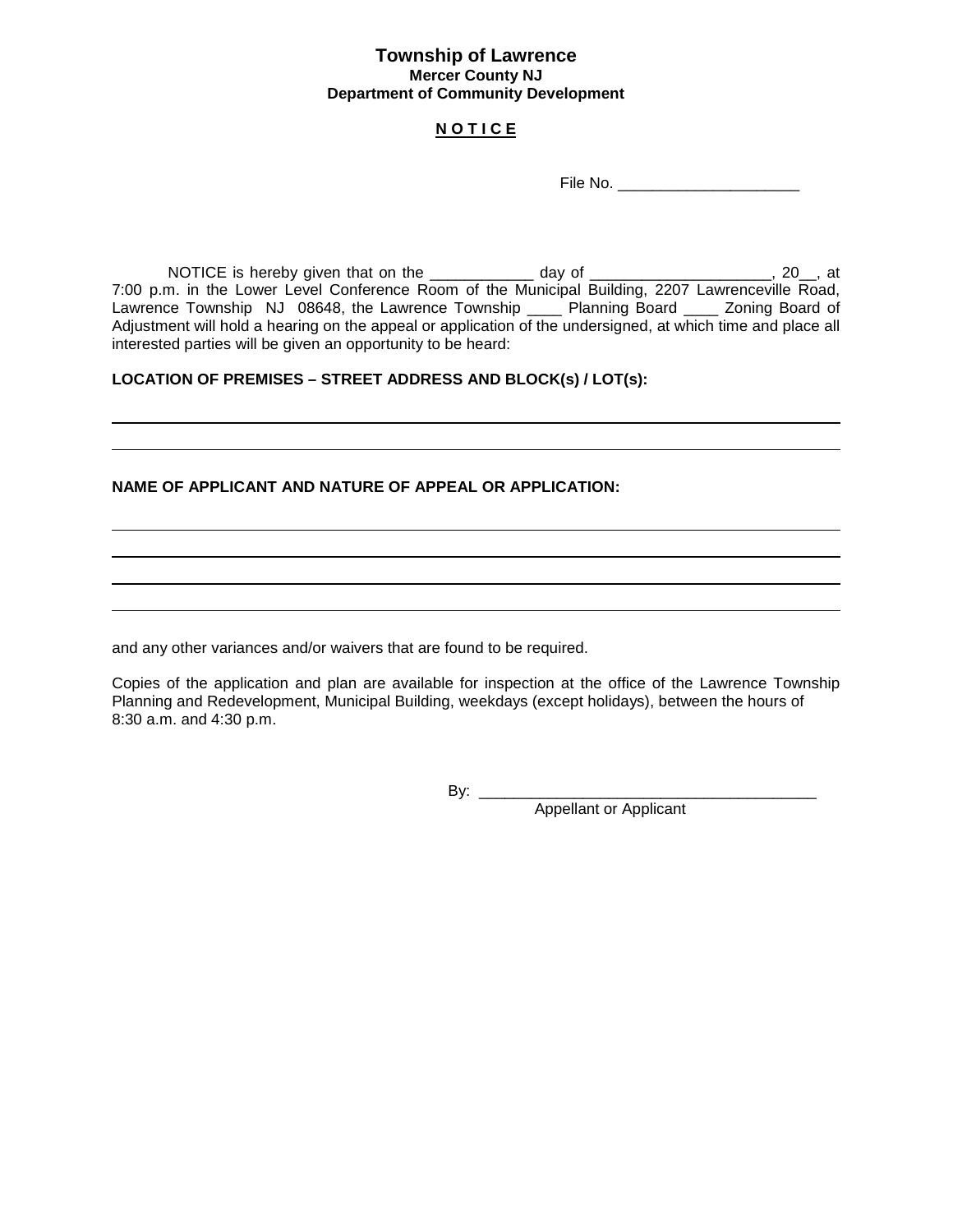**Township of Lawrence**
**Mercer County NJ**
**Department of Community Development**

**N O T I C E**

File No. _____________________

NOTICE is hereby given that on the ____________ day of _____________________, 20__, at 7:00 p.m. in the Lower Level Conference Room of the Municipal Building, 2207 Lawrenceville Road, Lawrence Township NJ 08648, the Lawrence Township ____ Planning Board ____ Zoning Board of Adjustment will hold a hearing on the appeal or application of the undersigned, at which time and place all interested parties will be given an opportunity to be heard:

**LOCATION OF PREMISES – STREET ADDRESS AND BLOCK(s) / LOT(s):**

______________________________________________________________________________

______________________________________________________________________________

**NAME OF APPLICANT AND NATURE OF APPEAL OR APPLICATION:**

______________________________________________________________________________

______________________________________________________________________________

______________________________________________________________________________

______________________________________________________________________________

and any other variances and/or waivers that are found to be required.

Copies of the application and plan are available for inspection at the office of the Lawrence Township Planning and Redevelopment, Municipal Building, weekdays (except holidays), between the hours of 8:30 a.m. and 4:30 p.m.

By: ________________________________________
Appellant or Applicant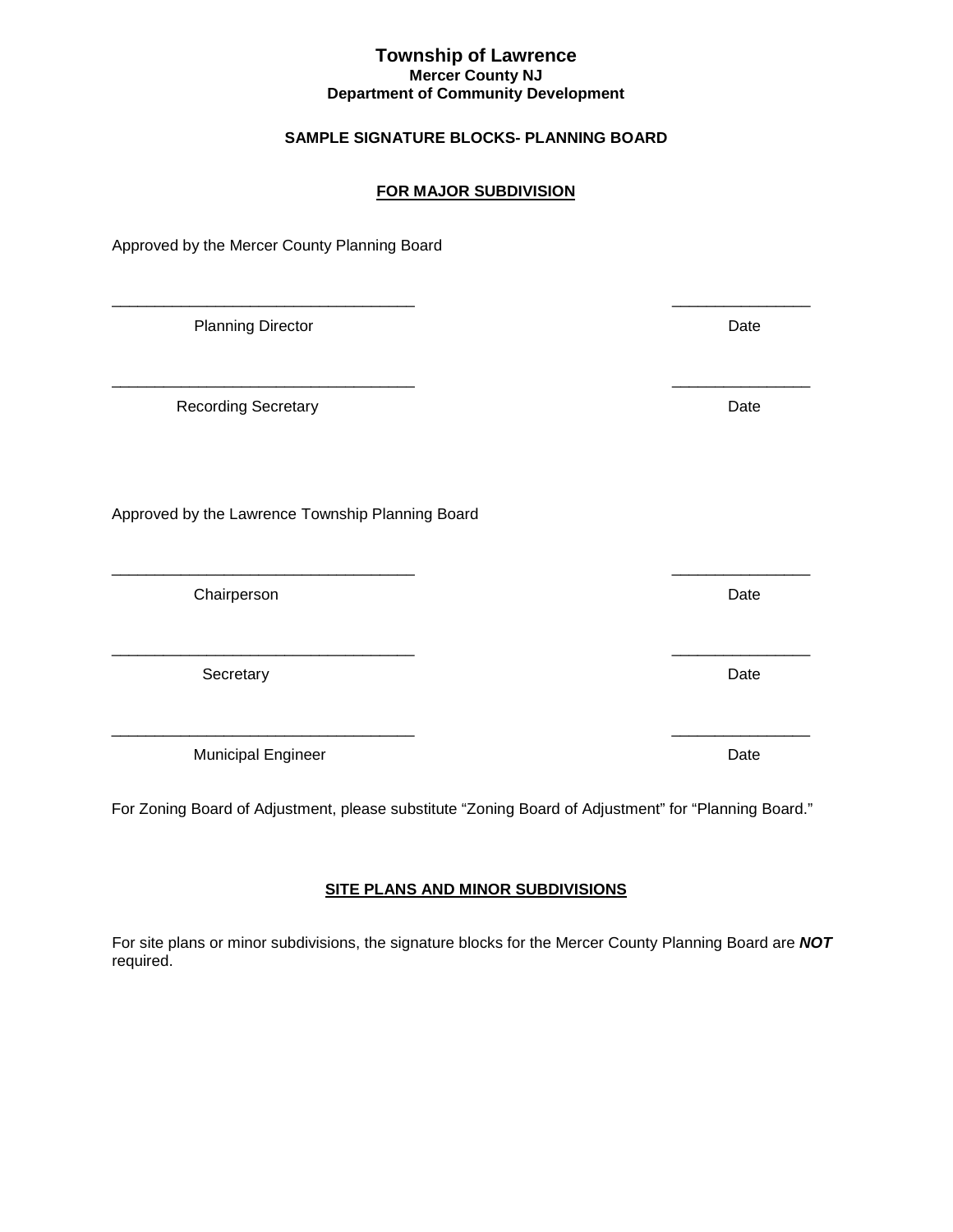# Township of Lawrence

**Mercer County NJ**

**Department of Community Development**

**SAMPLE SIGNATURE BLOCKS- PLANNING BOARD**

**FOR MAJOR SUBDIVISION**

Approved by the Mercer County Planning Board

\_\_\_\_\_\_\_\_\_\_\_\_\_\_\_\_\_\_\_\_\_\_\_\_\_\_\_\_\_\_\_\_\_\_ \_\_\_\_\_\_\_\_\_\_\_\_\_\_\_\_

Planning Director Date

\_\_\_\_\_\_\_\_\_\_\_\_\_\_\_\_\_\_\_\_\_\_\_\_\_\_\_\_\_\_\_\_\_\_ \_\_\_\_\_\_\_\_\_\_\_\_\_\_\_\_

Recording Secretary Date

Approved by the Lawrence Township Planning Board

\_\_\_\_\_\_\_\_\_\_\_\_\_\_\_\_\_\_\_\_\_\_\_\_\_\_\_\_\_\_\_\_\_\_ \_\_\_\_\_\_\_\_\_\_\_\_\_\_\_\_

Chairperson Date

\_\_\_\_\_\_\_\_\_\_\_\_\_\_\_\_\_\_\_\_\_\_\_\_\_\_\_\_\_\_\_\_\_\_ \_\_\_\_\_\_\_\_\_\_\_\_\_\_\_\_

Secretary Date

\_\_\_\_\_\_\_\_\_\_\_\_\_\_\_\_\_\_\_\_\_\_\_\_\_\_\_\_\_\_\_\_\_\_ \_\_\_\_\_\_\_\_\_\_\_\_\_\_\_\_

Municipal Engineer Date

For Zoning Board of Adjustment, please substitute “Zoning Board of Adjustment” for “Planning Board.”

**SITE PLANS AND MINOR SUBDIVISIONS**

For site plans or minor subdivisions, the signature blocks for the Mercer County Planning Board are ***NOT*** required.